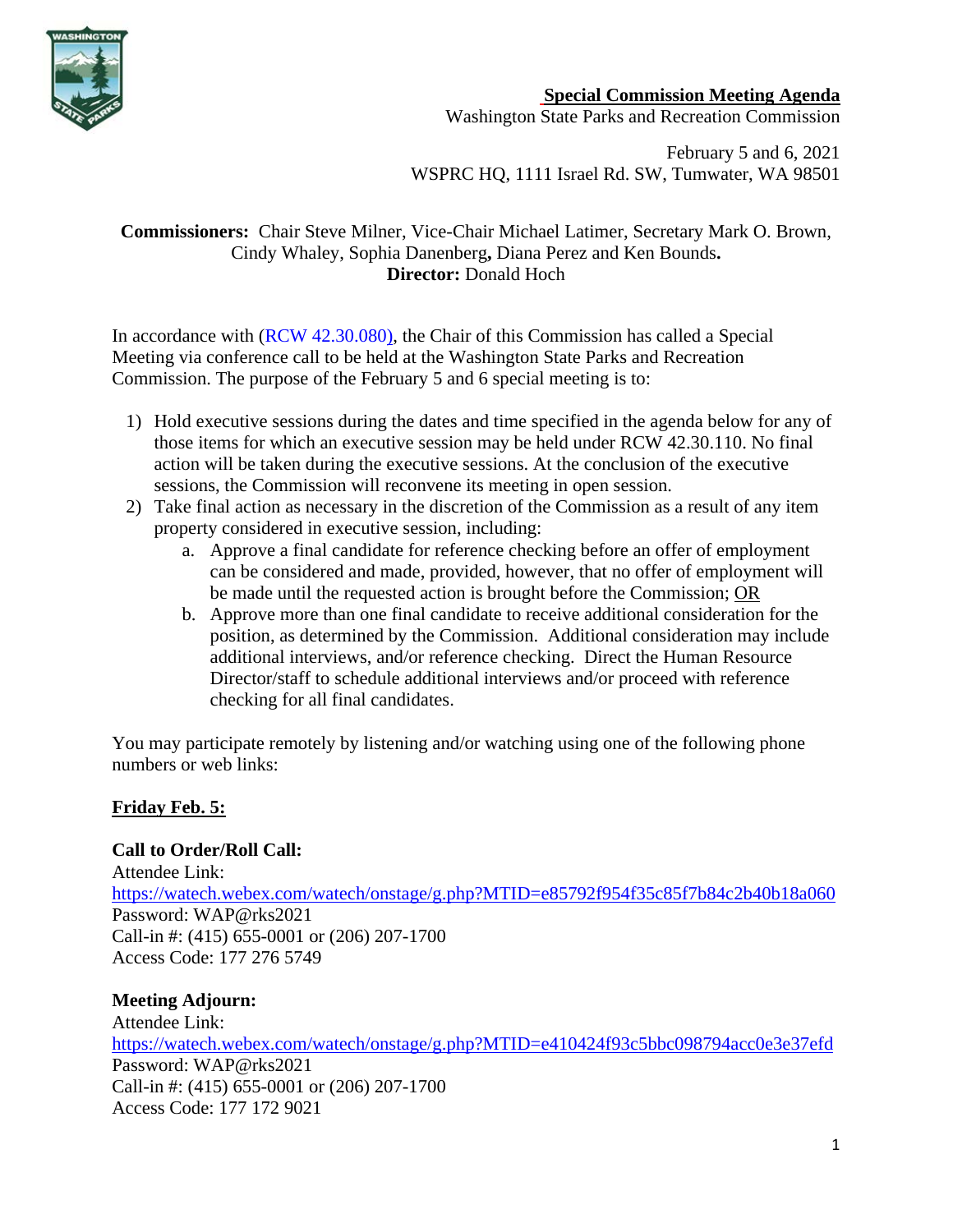## Special Commission Meeting Agenda

Washington State Parks and Recreation Commission

February 5 and 6, 2021
WSPRC HQ, 1111 Israel Rd. SW, Tumwater, WA 98501

**Commissioners:** Chair Steve Milner, Vice-Chair Michael Latimer, Secretary Mark O. Brown, Cindy Whaley, Sophia Danenberg**,** Diana Perez and Ken Bounds**.**
**Director:** Donald Hoch

In accordance with (RCW 42.30.080), the Chair of this Commission has called a Special Meeting via conference call to be held at the Washington State Parks and Recreation Commission. The purpose of the February 5 and 6 special meeting is to:

1) Hold executive sessions during the dates and time specified in the agenda below for any of those items for which an executive session may be held under RCW 42.30.110. No final action will be taken during the executive sessions. At the conclusion of the executive sessions, the Commission will reconvene its meeting in open session.
2) Take final action as necessary in the discretion of the Commission as a result of any item property considered in executive session, including:
   a. Approve a final candidate for reference checking before an offer of employment can be considered and made, provided, however, that no offer of employment will be made until the requested action is brought before the Commission; OR
   b. Approve more than one final candidate to receive additional consideration for the position, as determined by the Commission. Additional consideration may include additional interviews, and/or reference checking. Direct the Human Resource Director/staff to schedule additional interviews and/or proceed with reference checking for all final candidates.

You may participate remotely by listening and/or watching using one of the following phone numbers or web links:

**Friday Feb. 5:**

**Call to Order/Roll Call:**
Attendee Link:
https://watech.webex.com/watech/onstage/g.php?MTID=e85792f954f35c85f7b84c2b40b18a060
Password: WAP@rks2021
Call-in #: (415) 655-0001 or (206) 207-1700
Access Code: 177 276 5749

**Meeting Adjourn:**
Attendee Link:
https://watech.webex.com/watech/onstage/g.php?MTID=e410424f93c5bbc098794acc0e3e37efd
Password: WAP@rks2021
Call-in #: (415) 655-0001 or (206) 207-1700
Access Code: 177 172 9021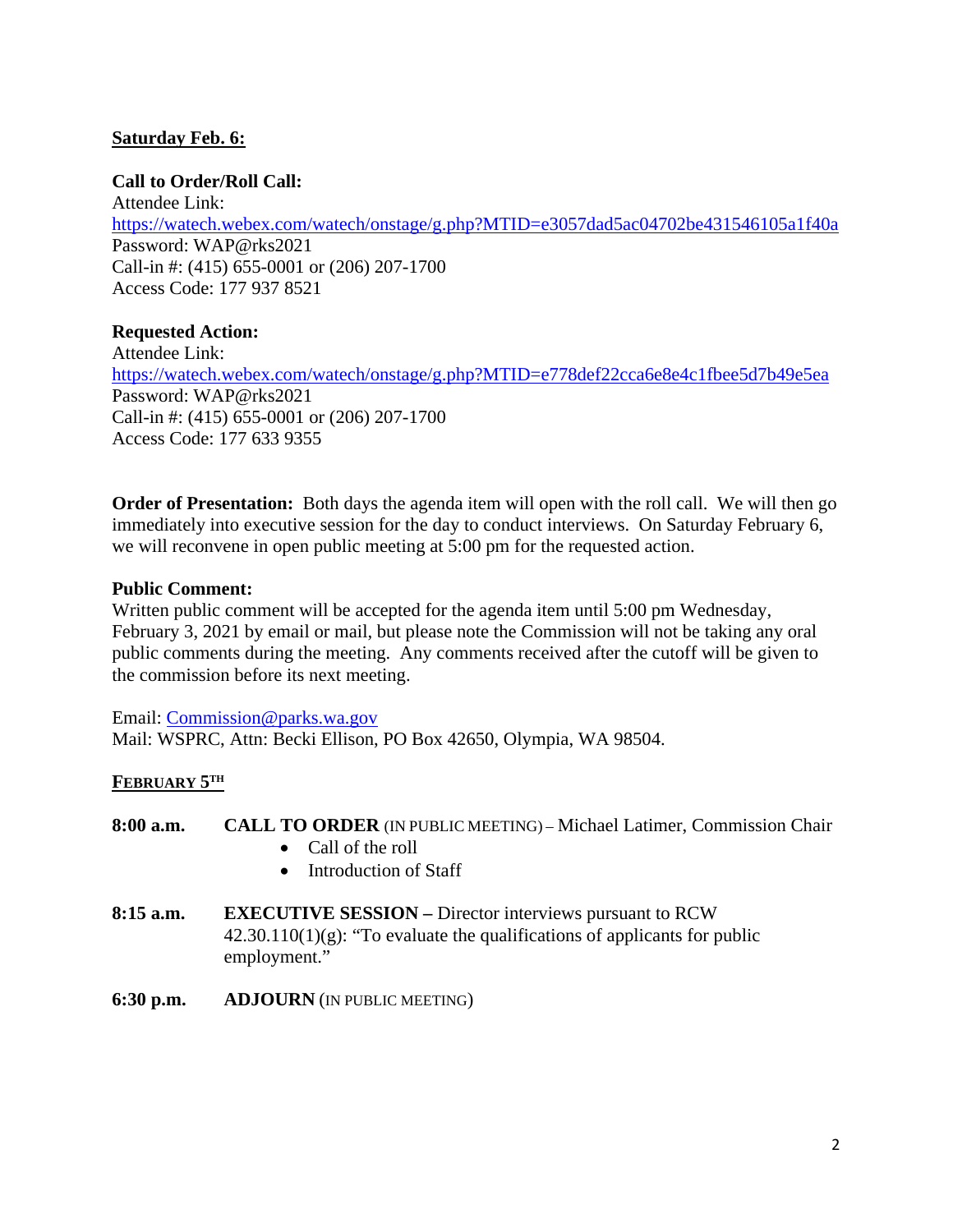**Saturday Feb. 6:**

**Call to Order/Roll Call:**
Attendee Link:
[https://watech.webex.com/watech/onstage/g.php?MTID=e3057dad5ac04702be431546105a1f40a](https://watech.webex.com/watech/onstage/g.php?MTID=e3057dad5ac04702be431546105a1f40a)
Password: WAP@rks2021
Call-in #: (415) 655-0001 or (206) 207-1700
Access Code: 177 937 8521

**Requested Action:**
Attendee Link:
[https://watech.webex.com/watech/onstage/g.php?MTID=e778def22cca6e8e4c1fbee5d7b49e5ea](https://watech.webex.com/watech/onstage/g.php?MTID=e778def22cca6e8e4c1fbee5d7b49e5ea)
Password: WAP@rks2021
Call-in #: (415) 655-0001 or (206) 207-1700
Access Code: 177 633 9355

**Order of Presentation:** Both days the agenda item will open with the roll call. We will then go immediately into executive session for the day to conduct interviews. On Saturday February 6, we will reconvene in open public meeting at 5:00 pm for the requested action.

**Public Comment:**
Written public comment will be accepted for the agenda item until 5:00 pm Wednesday, February 3, 2021 by email or mail, but please note the Commission will not be taking any oral public comments during the meeting. Any comments received after the cutoff will be given to the commission before its next meeting.

Email: [Commission@parks.wa.gov](mailto:Commission@parks.wa.gov)
Mail: WSPRC, Attn: Becki Ellison, PO Box 42650, Olympia, WA 98504.

**FEBRUARY 5TH**

**8:00 a.m.** **CALL TO ORDER** (IN PUBLIC MEETING) – Michael Latimer, Commission Chair

- Call of the roll
- Introduction of Staff

**8:15 a.m.** **EXECUTIVE SESSION –** Director interviews pursuant to RCW 42.30.110(1)(g): "To evaluate the qualifications of applicants for public employment."

**6:30 p.m.** **ADJOURN** (IN PUBLIC MEETING)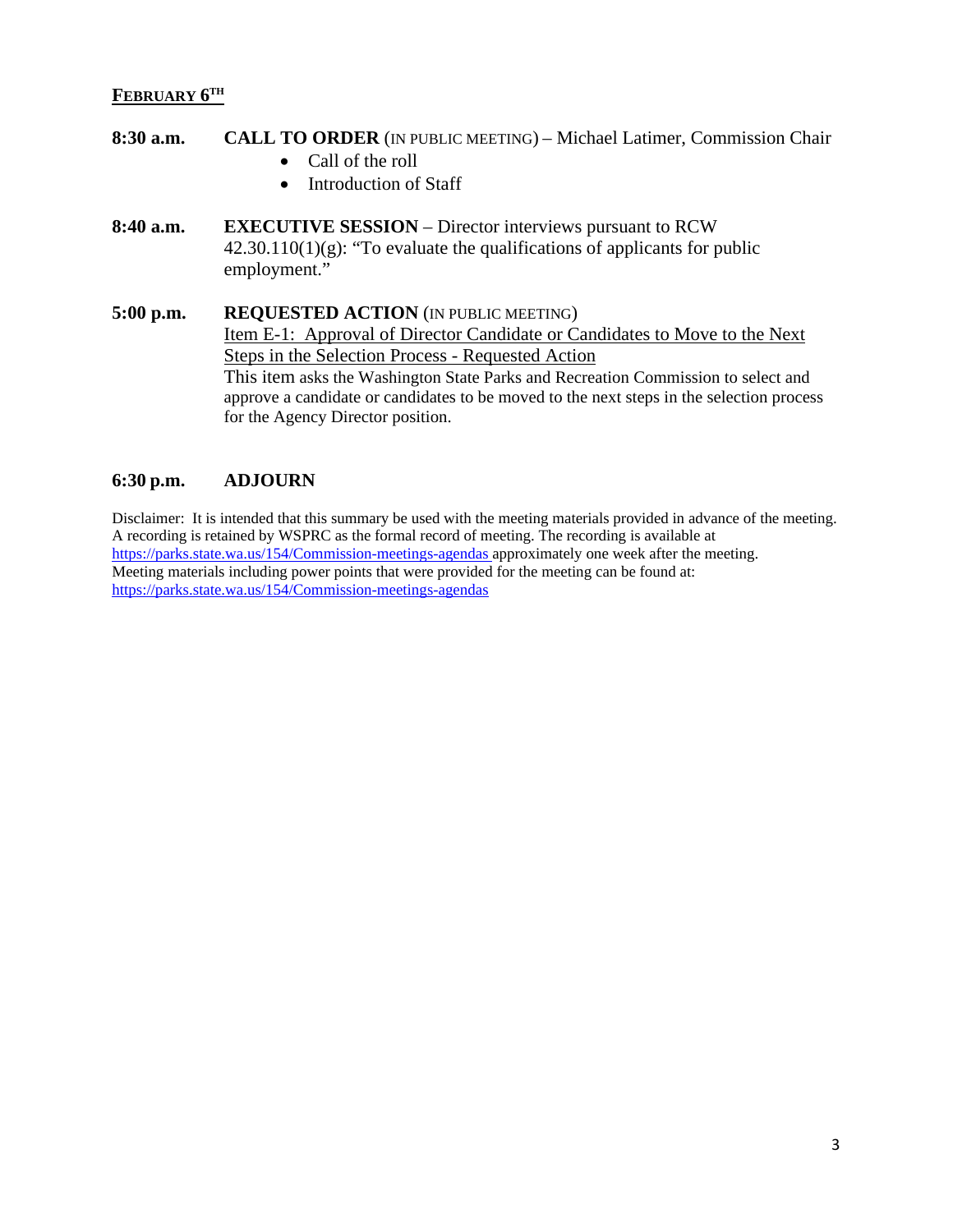**FEBRUARY 6[TH]**

**8:30 a.m.** **CALL TO ORDER** (IN PUBLIC MEETING) – Michael Latimer, Commission Chair

- Call of the roll
- Introduction of Staff

**8:40 a.m.** **EXECUTIVE SESSION** – Director interviews pursuant to RCW 42.30.110(1)(g): "To evaluate the qualifications of applicants for public employment."

**5:00 p.m.** **REQUESTED ACTION** (IN PUBLIC MEETING)

Item E-1: Approval of Director Candidate or Candidates to Move to the Next Steps in the Selection Process - Requested Action

This item asks the Washington State Parks and Recreation Commission to select and approve a candidate or candidates to be moved to the next steps in the selection process for the Agency Director position.

**6:30 p.m.** **ADJOURN**

Disclaimer: It is intended that this summary be used with the meeting materials provided in advance of the meeting. A recording is retained by WSPRC as the formal record of meeting. The recording is available at https://parks.state.wa.us/154/Commission-meetings-agendas approximately one week after the meeting. Meeting materials including power points that were provided for the meeting can be found at: https://parks.state.wa.us/154/Commission-meetings-agendas